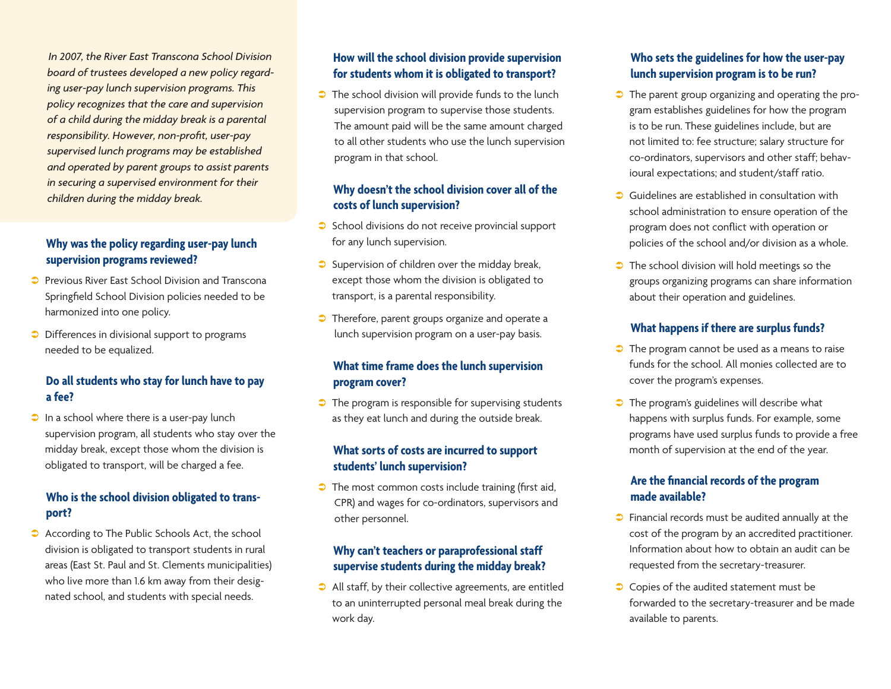*In 2007, the River East Transcona School Division board of trustees developed a new policy regarding user-pay lunch supervision programs. This policy recognizes that the care and supervision of a child during the midday break is a parental responsibility. However, non-profit, user-pay supervised lunch programs may be established and operated by parent groups to assist parents in securing a supervised environment for their children during the midday break.*

### Why was the policy regarding user-pay lunch supervision programs reviewed?

- Previous River East School Division and Transcona Springfield School Division policies needed to be harmonized into one policy.
- Differences in divisional support to programs needed to be equalized.

### Do all students who stay for lunch have to pay a fee?

- In a school where there is a user-pay lunch supervision program, all students who stay over the midday break, except those whom the division is obligated to transport, will be charged a fee.

### Who is the school division obligated to transport?

- According to The Public Schools Act, the school division is obligated to transport students in rural areas (East St. Paul and St. Clements municipalities) who live more than 1.6 km away from their designated school, and students with special needs.

### How will the school division provide supervision for students whom it is obligated to transport?

- The school division will provide funds to the lunch supervision program to supervise those students. The amount paid will be the same amount charged to all other students who use the lunch supervision program in that school.

### Why doesn't the school division cover all of the costs of lunch supervision?

- School divisions do not receive provincial support for any lunch supervision.
- Supervision of children over the midday break, except those whom the division is obligated to transport, is a parental responsibility.
- Therefore, parent groups organize and operate a lunch supervision program on a user-pay basis.

### What time frame does the lunch supervision program cover?

- The program is responsible for supervising students as they eat lunch and during the outside break.

### What sorts of costs are incurred to support students' lunch supervision?

- The most common costs include training (first aid, CPR) and wages for co-ordinators, supervisors and other personnel.

### Why can't teachers or paraprofessional staff supervise students during the midday break?

- All staff, by their collective agreements, are entitled to an uninterrupted personal meal break during the work day.

### Who sets the guidelines for how the user-pay lunch supervision program is to be run?

- The parent group organizing and operating the program establishes guidelines for how the program is to be run. These guidelines include, but are not limited to: fee structure; salary structure for co-ordinators, supervisors and other staff; behavioural expectations; and student/staff ratio.
- Guidelines are established in consultation with school administration to ensure operation of the program does not conflict with operation or policies of the school and/or division as a whole.
- The school division will hold meetings so the groups organizing programs can share information about their operation and guidelines.

### What happens if there are surplus funds?

- The program cannot be used as a means to raise funds for the school. All monies collected are to cover the program's expenses.
- The program's guidelines will describe what happens with surplus funds. For example, some programs have used surplus funds to provide a free month of supervision at the end of the year.

### Are the financial records of the program made available?

- Financial records must be audited annually at the cost of the program by an accredited practitioner. Information about how to obtain an audit can be requested from the secretary-treasurer.
- Copies of the audited statement must be forwarded to the secretary-treasurer and be made available to parents.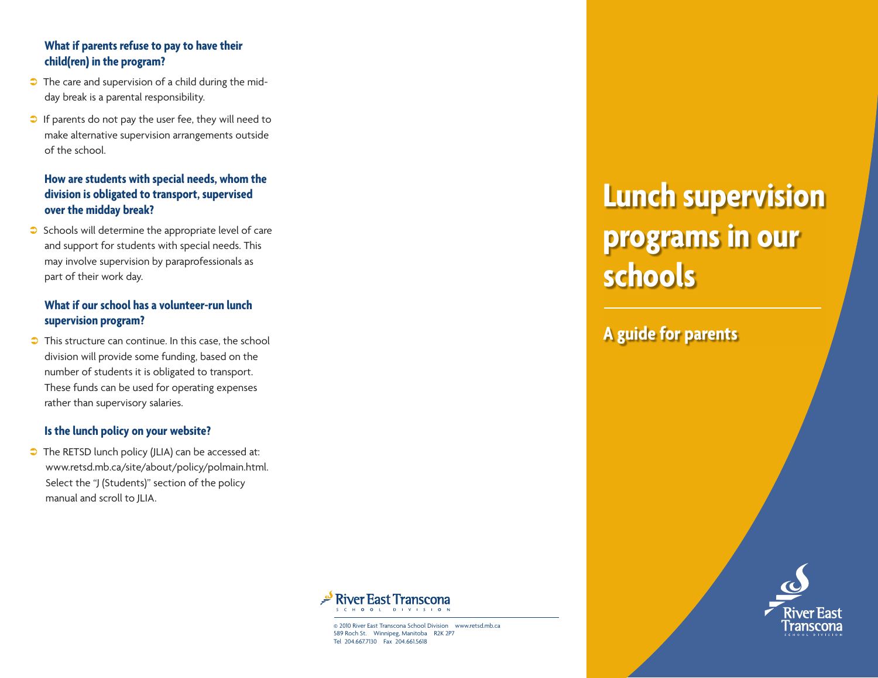### What if parents refuse to pay to have their child(ren) in the program?

- The care and supervision of a child during the mid-day break is a parental responsibility.
- If parents do not pay the user fee, they will need to make alternative supervision arrangements outside of the school.

### How are students with special needs, whom the division is obligated to transport, supervised over the midday break?

- Schools will determine the appropriate level of care and support for students with special needs. This may involve supervision by paraprofessionals as part of their work day.

### What if our school has a volunteer-run lunch supervision program?

- This structure can continue. In this case, the school division will provide some funding, based on the number of students it is obligated to transport. These funds can be used for operating expenses rather than supervisory salaries.

### Is the lunch policy on your website?

- The RETSD lunch policy (JLIA) can be accessed at: www.retsd.mb.ca/site/about/policy/polmain.html. Select the “J (Students)” section of the policy manual and scroll to JLIA.

River East Transcona School Division

© 2010 River East Transcona School Division www.retsd.mb.ca
589 Roch St. Winnipeg, Manitoba R2K 2P7
Tel 204.667.7130 Fax 204.661.5618

# Lunch supervision programs in our schools

## A guide for parents

River East Transcona School Division